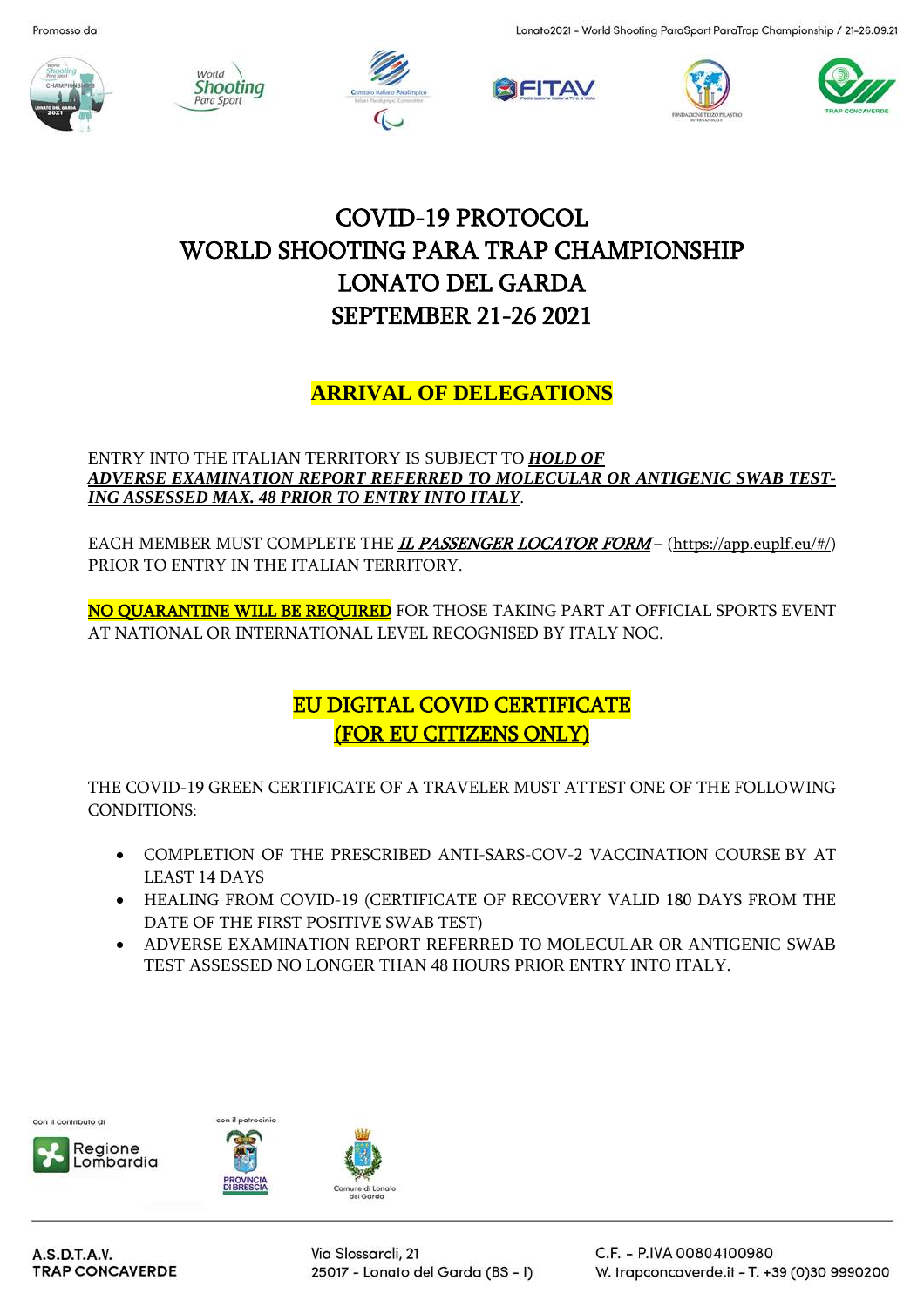# COVID-19 PROTOCOL
# WORLD SHOOTING PARA TRAP CHAMPIONSHIP
# LONATO DEL GARDA
# SEPTEMBER 21-26 2021

## ARRIVAL OF DELEGATIONS

ENTRY INTO THE ITALIAN TERRITORY IS SUBJECT TO ***HOLD OF ADVERSE EXAMINATION REPORT REFERRED TO MOLECULAR OR ANTIGENIC SWAB TESTING ASSESSED MAX. 48 PRIOR TO ENTRY INTO ITALY***.

EACH MEMBER MUST COMPLETE THE ***IL PASSENGER LOCATOR FORM*** – (https://app.euplf.eu/#/) PRIOR TO ENTRY IN THE ITALIAN TERRITORY.

NO QUARANTINE WILL BE REQUIRED FOR THOSE TAKING PART AT OFFICIAL SPORTS EVENT AT NATIONAL OR INTERNATIONAL LEVEL RECOGNISED BY ITALY NOC.

## EU DIGITAL COVID CERTIFICATE (FOR EU CITIZENS ONLY)

THE COVID-19 GREEN CERTIFICATE OF A TRAVELER MUST ATTEST ONE OF THE FOLLOWING CONDITIONS:

- COMPLETION OF THE PRESCRIBED ANTI-SARS-COV-2 VACCINATION COURSE BY AT LEAST 14 DAYS
- HEALING FROM COVID-19 (CERTIFICATE OF RECOVERY VALID 180 DAYS FROM THE DATE OF THE FIRST POSITIVE SWAB TEST)
- ADVERSE EXAMINATION REPORT REFERRED TO MOLECULAR OR ANTIGENIC SWAB TEST ASSESSED NO LONGER THAN 48 HOURS PRIOR ENTRY INTO ITALY.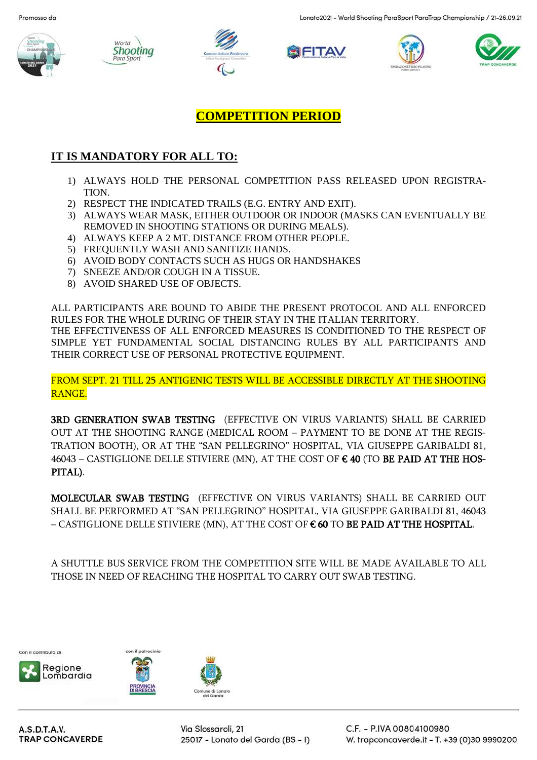# COMPETITION PERIOD

## IT IS MANDATORY FOR ALL TO:

1) ALWAYS HOLD THE PERSONAL COMPETITION PASS RELEASED UPON REGISTRATION.
2) RESPECT THE INDICATED TRAILS (E.G. ENTRY AND EXIT).
3) ALWAYS WEAR MASK, EITHER OUTDOOR OR INDOOR (MASKS CAN EVENTUALLY BE REMOVED IN SHOOTING STATIONS OR DURING MEALS).
4) ALWAYS KEEP A 2 MT. DISTANCE FROM OTHER PEOPLE.
5) FREQUENTLY WASH AND SANITIZE HANDS.
6) AVOID BODY CONTACTS SUCH AS HUGS OR HANDSHAKES
7) SNEEZE AND/OR COUGH IN A TISSUE.
8) AVOID SHARED USE OF OBJECTS.

ALL PARTICIPANTS ARE BOUND TO ABIDE THE PRESENT PROTOCOL AND ALL ENFORCED RULES FOR THE WHOLE DURING OF THEIR STAY IN THE ITALIAN TERRITORY.
THE EFFECTIVENESS OF ALL ENFORCED MEASURES IS CONDITIONED TO THE RESPECT OF SIMPLE YET FUNDAMENTAL SOCIAL DISTANCING RULES BY ALL PARTICIPANTS AND THEIR CORRECT USE OF PERSONAL PROTECTIVE EQUIPMENT.

FROM SEPT. 21 TILL 25 ANTIGENIC TESTS WILL BE ACCESSIBLE DIRECTLY AT THE SHOOTING RANGE.

**3RD GENERATION SWAB TESTING** (EFFECTIVE ON VIRUS VARIANTS) SHALL BE CARRIED OUT AT THE SHOOTING RANGE (MEDICAL ROOM – PAYMENT TO BE DONE AT THE REGISTRATION BOOTH), OR AT THE “SAN PELLEGRINO” HOSPITAL, VIA GIUSEPPE GARIBALDI 81, 46043 – CASTIGLIONE DELLE STIVIERE (MN), AT THE COST OF **€ 40** (TO **BE PAID AT THE HOSPITAL**).

**MOLECULAR SWAB TESTING** (EFFECTIVE ON VIRUS VARIANTS) SHALL BE CARRIED OUT SHALL BE PERFORMED AT “SAN PELLEGRINO” HOSPITAL, VIA GIUSEPPE GARIBALDI 81, 46043 – CASTIGLIONE DELLE STIVIERE (MN), AT THE COST OF **€ 60** TO **BE PAID AT THE HOSPITAL**.

A SHUTTLE BUS SERVICE FROM THE COMPETITION SITE WILL BE MADE AVAILABLE TO ALL THOSE IN NEED OF REACHING THE HOSPITAL TO CARRY OUT SWAB TESTING.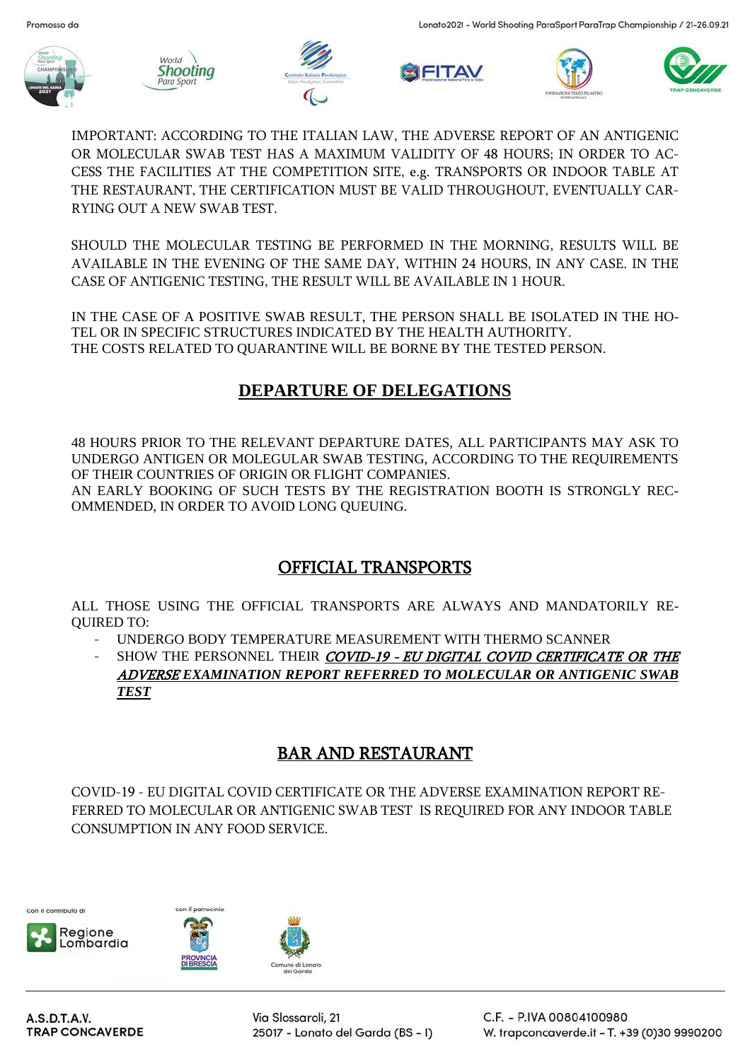IMPORTANT: ACCORDING TO THE ITALIAN LAW, THE ADVERSE REPORT OF AN ANTIGENIC OR MOLECULAR SWAB TEST HAS A MAXIMUM VALIDITY OF 48 HOURS; IN ORDER TO ACCESS THE FACILITIES AT THE COMPETITION SITE, e.g. TRANSPORTS OR INDOOR TABLE AT THE RESTAURANT, THE CERTIFICATION MUST BE VALID THROUGHOUT, EVENTUALLY CARRYING OUT A NEW SWAB TEST.

SHOULD THE MOLECULAR TESTING BE PERFORMED IN THE MORNING, RESULTS WILL BE AVAILABLE IN THE EVENING OF THE SAME DAY, WITHIN 24 HOURS, IN ANY CASE. IN THE CASE OF ANTIGENIC TESTING, THE RESULT WILL BE AVAILABLE IN 1 HOUR.

IN THE CASE OF A POSITIVE SWAB RESULT, THE PERSON SHALL BE ISOLATED IN THE HOTEL OR IN SPECIFIC STRUCTURES INDICATED BY THE HEALTH AUTHORITY.
THE COSTS RELATED TO QUARANTINE WILL BE BORNE BY THE TESTED PERSON.

## DEPARTURE OF DELEGATIONS

48 HOURS PRIOR TO THE RELEVANT DEPARTURE DATES, ALL PARTICIPANTS MAY ASK TO UNDERGO ANTIGEN OR MOLEGULAR SWAB TESTING, ACCORDING TO THE REQUIREMENTS OF THEIR COUNTRIES OF ORIGIN OR FLIGHT COMPANIES.
AN EARLY BOOKING OF SUCH TESTS BY THE REGISTRATION BOOTH IS STRONGLY RECOMMENDED, IN ORDER TO AVOID LONG QUEUING.

## OFFICIAL TRANSPORTS

ALL THOSE USING THE OFFICIAL TRANSPORTS ARE ALWAYS AND MANDATORILY REQUIRED TO:

- UNDERGO BODY TEMPERATURE MEASUREMENT WITH THERMO SCANNER
- SHOW THE PERSONNEL THEIR ***COVID-19 - EU DIGITAL COVID CERTIFICATE OR THE ADVERSE EXAMINATION REPORT REFERRED TO MOLECULAR OR ANTIGENIC SWAB TEST***

## BAR AND RESTAURANT

COVID-19 - EU DIGITAL COVID CERTIFICATE OR THE ADVERSE EXAMINATION REPORT REFERRED TO MOLECULAR OR ANTIGENIC SWAB TEST IS REQUIRED FOR ANY INDOOR TABLE CONSUMPTION IN ANY FOOD SERVICE.